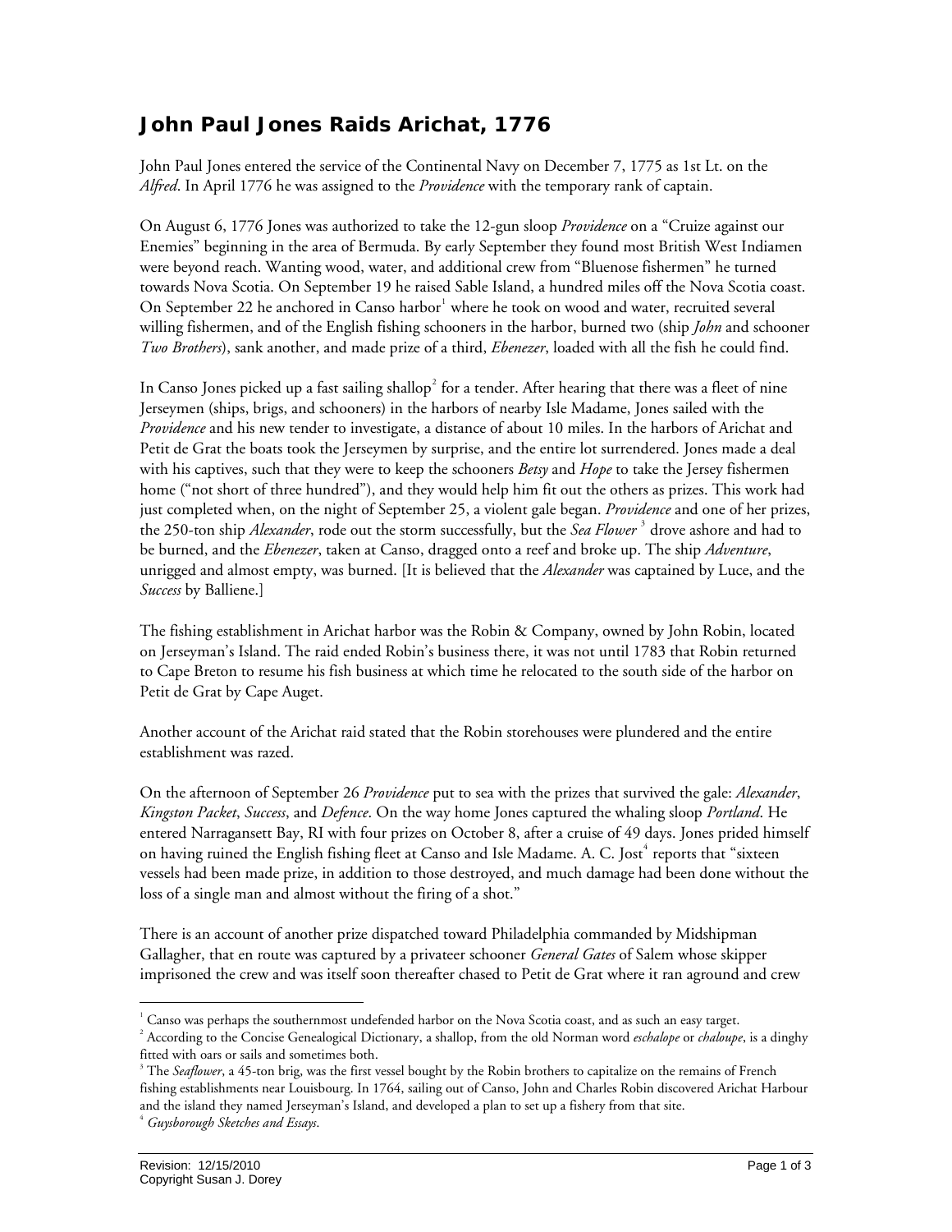# John Paul Jones Raids Arichat, 1776

John Paul Jones entered the service of the Continental Navy on December 7, 1775 as 1st Lt. on the *Alfred*. In April 1776 he was assigned to the *Providence* with the temporary rank of captain.

On August 6, 1776 Jones was authorized to take the 12-gun sloop *Providence* on a "Cruize against our Enemies" beginning in the area of Bermuda. By early September they found most British West Indiamen were beyond reach. Wanting wood, water, and additional crew from "Bluenose fishermen" he turned towards Nova Scotia. On September 19 he raised Sable Island, a hundred miles off the Nova Scotia coast. On September 22 he anchored in Canso harbor[1] where he took on wood and water, recruited several willing fishermen, and of the English fishing schooners in the harbor, burned two (ship *John* and schooner *Two Brothers*), sank another, and made prize of a third, *Ebenezer*, loaded with all the fish he could find.

In Canso Jones picked up a fast sailing shallop[2] for a tender. After hearing that there was a fleet of nine Jerseymen (ships, brigs, and schooners) in the harbors of nearby Isle Madame, Jones sailed with the *Providence* and his new tender to investigate, a distance of about 10 miles. In the harbors of Arichat and Petit de Grat the boats took the Jerseymen by surprise, and the entire lot surrendered. Jones made a deal with his captives, such that they were to keep the schooners *Betsy* and *Hope* to take the Jersey fishermen home ("not short of three hundred"), and they would help him fit out the others as prizes. This work had just completed when, on the night of September 25, a violent gale began. *Providence* and one of her prizes, the 250-ton ship *Alexander*, rode out the storm successfully, but the *Sea Flower*[3] drove ashore and had to be burned, and the *Ebenezer*, taken at Canso, dragged onto a reef and broke up. The ship *Adventure*, unrigged and almost empty, was burned. [It is believed that the *Alexander* was captained by Luce, and the *Success* by Balliene.]

The fishing establishment in Arichat harbor was the Robin & Company, owned by John Robin, located on Jerseyman's Island. The raid ended Robin's business there, it was not until 1783 that Robin returned to Cape Breton to resume his fish business at which time he relocated to the south side of the harbor on Petit de Grat by Cape Auget.

Another account of the Arichat raid stated that the Robin storehouses were plundered and the entire establishment was razed.

On the afternoon of September 26 *Providence* put to sea with the prizes that survived the gale: *Alexander*, *Kingston Packet*, *Success*, and *Defence*. On the way home Jones captured the whaling sloop *Portland*. He entered Narragansett Bay, RI with four prizes on October 8, after a cruise of 49 days. Jones prided himself on having ruined the English fishing fleet at Canso and Isle Madame. A. C. Jost[4] reports that "sixteen vessels had been made prize, in addition to those destroyed, and much damage had been done without the loss of a single man and almost without the firing of a shot."

There is an account of another prize dispatched toward Philadelphia commanded by Midshipman Gallagher, that en route was captured by a privateer schooner *General Gates* of Salem whose skipper imprisoned the crew and was itself soon thereafter chased to Petit de Grat where it ran aground and crew

---

[1] Canso was perhaps the southernmost undefended harbor on the Nova Scotia coast, and as such an easy target.

[2] According to the Concise Genealogical Dictionary, a shallop, from the old Norman word *eschalope* or *chaloupe*, is a dinghy fitted with oars or sails and sometimes both.

[3] The *Seaflower*, a 45-ton brig, was the first vessel bought by the Robin brothers to capitalize on the remains of French fishing establishments near Louisbourg. In 1764, sailing out of Canso, John and Charles Robin discovered Arichat Harbour and the island they named Jerseyman's Island, and developed a plan to set up a fishery from that site.

[4] *Guysborough Sketches and Essays*.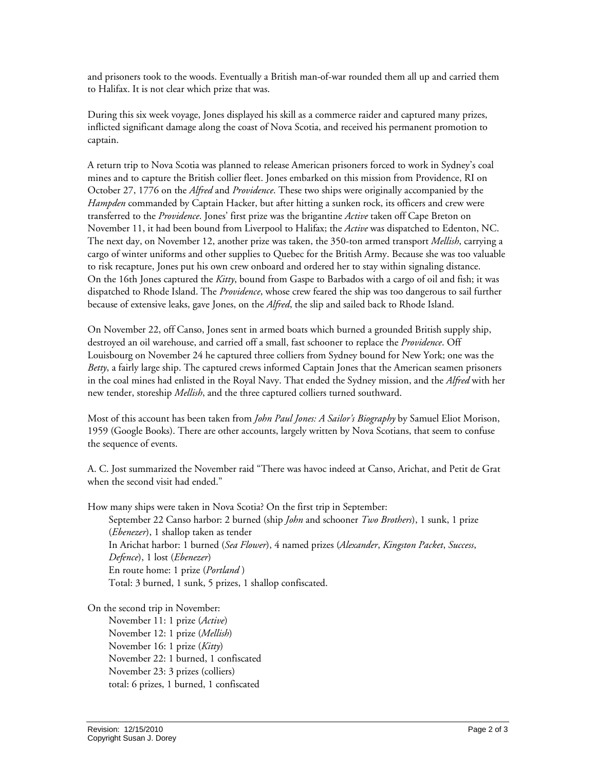and prisoners took to the woods. Eventually a British man-of-war rounded them all up and carried them to Halifax. It is not clear which prize that was.

During this six week voyage, Jones displayed his skill as a commerce raider and captured many prizes, inflicted significant damage along the coast of Nova Scotia, and received his permanent promotion to captain.

A return trip to Nova Scotia was planned to release American prisoners forced to work in Sydney's coal mines and to capture the British collier fleet. Jones embarked on this mission from Providence, RI on October 27, 1776 on the *Alfred* and *Providence*. These two ships were originally accompanied by the *Hampden* commanded by Captain Hacker, but after hitting a sunken rock, its officers and crew were transferred to the *Providence*. Jones' first prize was the brigantine *Active* taken off Cape Breton on November 11, it had been bound from Liverpool to Halifax; the *Active* was dispatched to Edenton, NC. The next day, on November 12, another prize was taken, the 350-ton armed transport *Mellish*, carrying a cargo of winter uniforms and other supplies to Quebec for the British Army. Because she was too valuable to risk recapture, Jones put his own crew onboard and ordered her to stay within signaling distance. On the 16th Jones captured the *Kitty*, bound from Gaspe to Barbados with a cargo of oil and fish; it was dispatched to Rhode Island. The *Providence*, whose crew feared the ship was too dangerous to sail further because of extensive leaks, gave Jones, on the *Alfred*, the slip and sailed back to Rhode Island.

On November 22, off Canso, Jones sent in armed boats which burned a grounded British supply ship, destroyed an oil warehouse, and carried off a small, fast schooner to replace the *Providence*. Off Louisbourg on November 24 he captured three colliers from Sydney bound for New York; one was the *Betty*, a fairly large ship. The captured crews informed Captain Jones that the American seamen prisoners in the coal mines had enlisted in the Royal Navy. That ended the Sydney mission, and the *Alfred* with her new tender, storeship *Mellish*, and the three captured colliers turned southward.

Most of this account has been taken from *John Paul Jones: A Sailor's Biography* by Samuel Eliot Morison, 1959 (Google Books). There are other accounts, largely written by Nova Scotians, that seem to confuse the sequence of events.

A. C. Jost summarized the November raid "There was havoc indeed at Canso, Arichat, and Petit de Grat when the second visit had ended."

How many ships were taken in Nova Scotia? On the first trip in September:

- September 22 Canso harbor: 2 burned (ship *John* and schooner *Two Brothers*), 1 sunk, 1 prize (*Ebenezer*), 1 shallop taken as tender
- In Arichat harbor: 1 burned (*Sea Flower*), 4 named prizes (*Alexander*, *Kingston Packet*, *Success*, *Defence*), 1 lost (*Ebenezer*)
- En route home: 1 prize (*Portland* )
- Total: 3 burned, 1 sunk, 5 prizes, 1 shallop confiscated.

On the second trip in November:

- November 11: 1 prize (*Active*)
- November 12: 1 prize (*Mellish*)
- November 16: 1 prize (*Kitty*)
- November 22: 1 burned, 1 confiscated
- November 23: 3 prizes (colliers)
- total: 6 prizes, 1 burned, 1 confiscated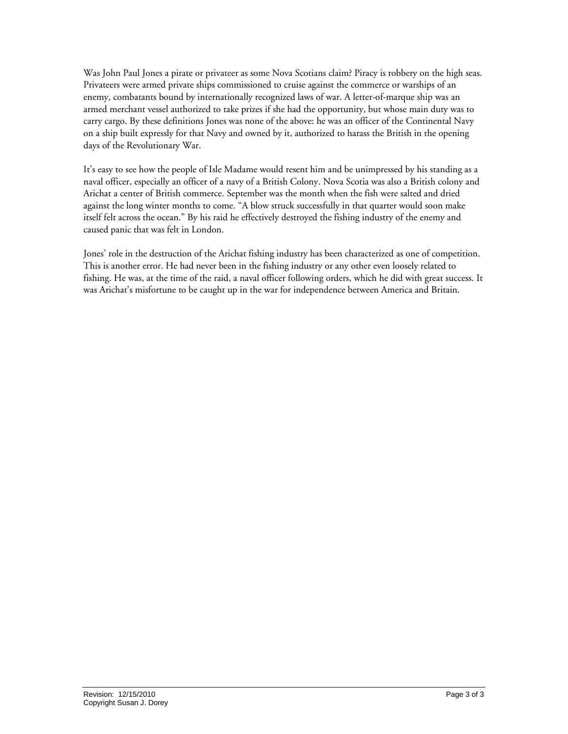Was John Paul Jones a pirate or privateer as some Nova Scotians claim? Piracy is robbery on the high seas. Privateers were armed private ships commissioned to cruise against the commerce or warships of an enemy, combatants bound by internationally recognized laws of war. A letter-of-marque ship was an armed merchant vessel authorized to take prizes if she had the opportunity, but whose main duty was to carry cargo. By these definitions Jones was none of the above: he was an officer of the Continental Navy on a ship built expressly for that Navy and owned by it, authorized to harass the British in the opening days of the Revolutionary War.

It's easy to see how the people of Isle Madame would resent him and be unimpressed by his standing as a naval officer, especially an officer of a navy of a British Colony. Nova Scotia was also a British colony and Arichat a center of British commerce. September was the month when the fish were salted and dried against the long winter months to come. "A blow struck successfully in that quarter would soon make itself felt across the ocean." By his raid he effectively destroyed the fishing industry of the enemy and caused panic that was felt in London.

Jones' role in the destruction of the Arichat fishing industry has been characterized as one of competition. This is another error. He had never been in the fishing industry or any other even loosely related to fishing. He was, at the time of the raid, a naval officer following orders, which he did with great success. It was Arichat's misfortune to be caught up in the war for independence between America and Britain.

Revision: 12/15/2010
Copyright Susan J. Dorey